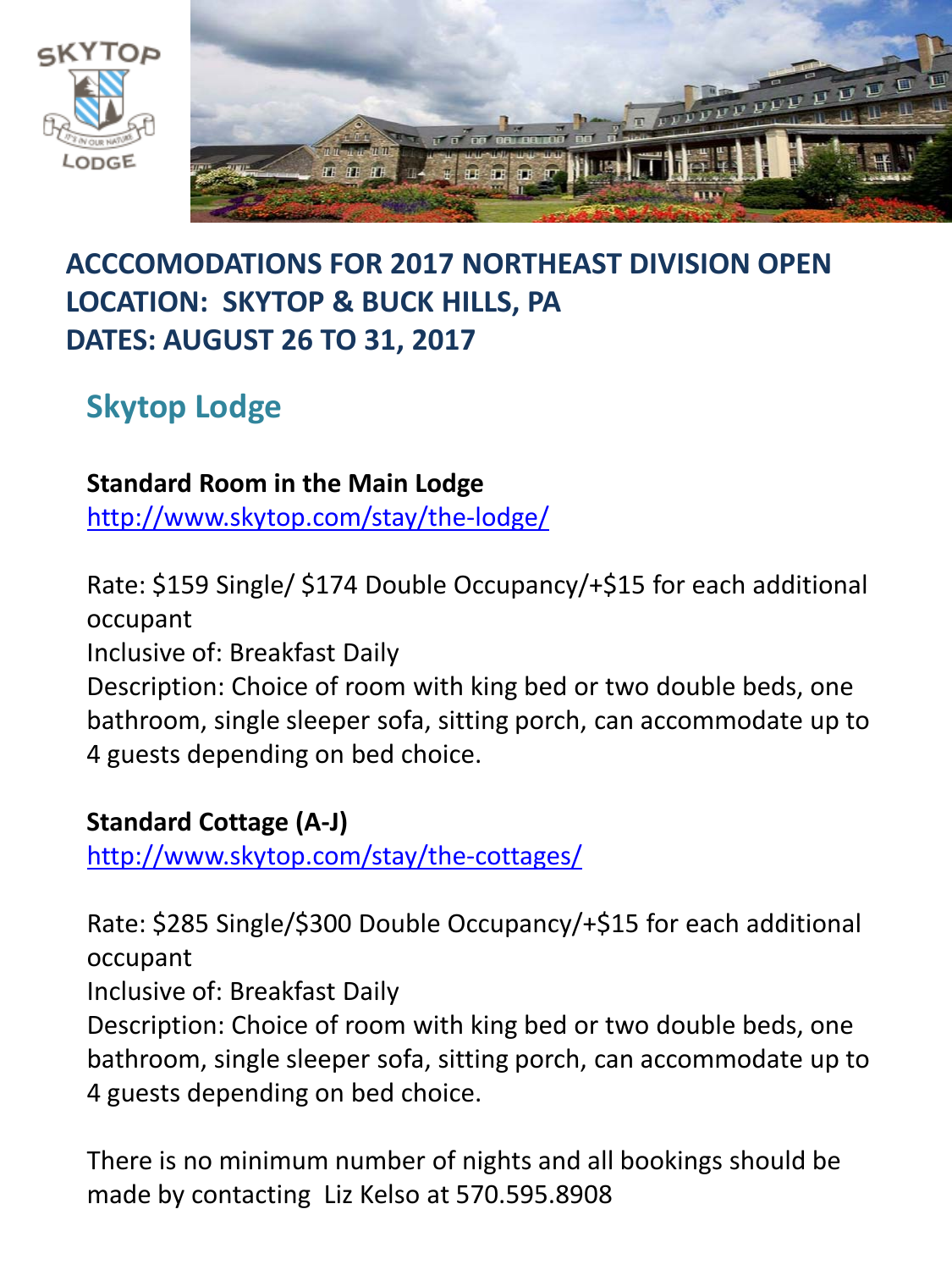# ACCCOMODATIONS FOR 2017 NORTHEAST DIVISION OPEN
# LOCATION: SKYTOP & BUCK HILLS, PA
# DATES: AUGUST 26 TO 31, 2017

## Skytop Lodge

**Standard Room in the Main Lodge**
http://www.skytop.com/stay/the-lodge/

Rate: $159 Single/ $174 Double Occupancy/+$15 for each additional occupant
Inclusive of: Breakfast Daily
Description: Choice of room with king bed or two double beds, one bathroom, single sleeper sofa, sitting porch, can accommodate up to 4 guests depending on bed choice.

**Standard Cottage (A-J)**
http://www.skytop.com/stay/the-cottages/

Rate: $285 Single/$300 Double Occupancy/+$15 for each additional occupant
Inclusive of: Breakfast Daily
Description: Choice of room with king bed or two double beds, one bathroom, single sleeper sofa, sitting porch, can accommodate up to 4 guests depending on bed choice.

There is no minimum number of nights and all bookings should be made by contacting Liz Kelso at 570.595.8908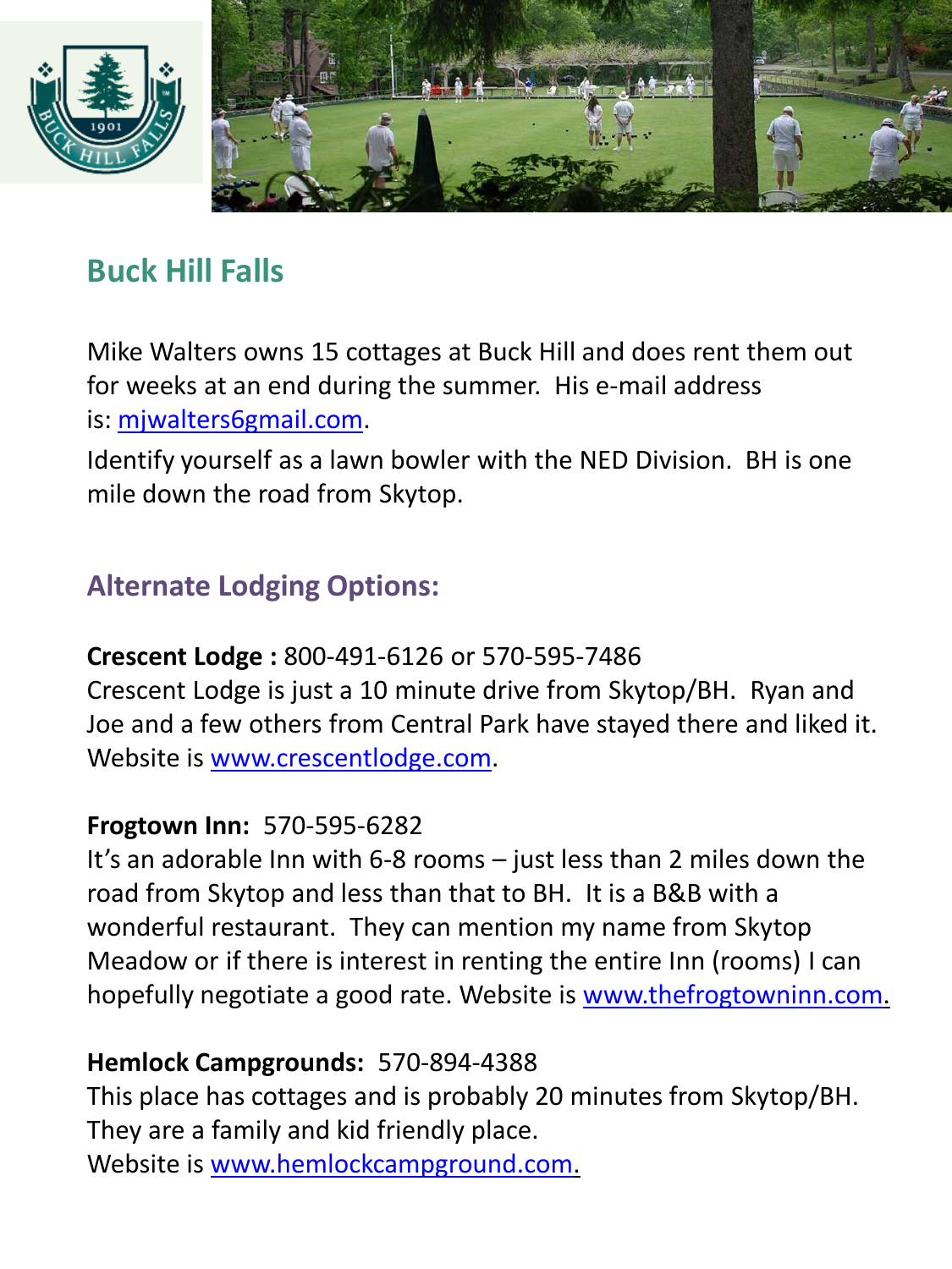## Buck Hill Falls

Mike Walters owns 15 cottages at Buck Hill and does rent them out for weeks at an end during the summer. His e-mail address is: mjwalters6gmail.com.

Identify yourself as a lawn bowler with the NED Division. BH is one mile down the road from Skytop.

### Alternate Lodging Options:

**Crescent Lodge :** 800-491-6126 or 570-595-7486
Crescent Lodge is just a 10 minute drive from Skytop/BH. Ryan and Joe and a few others from Central Park have stayed there and liked it. Website is www.crescentlodge.com.

**Frogtown Inn:** 570-595-6282
It's an adorable Inn with 6-8 rooms – just less than 2 miles down the road from Skytop and less than that to BH. It is a B&B with a wonderful restaurant. They can mention my name from Skytop Meadow or if there is interest in renting the entire Inn (rooms) I can hopefully negotiate a good rate. Website is www.thefrogtowninn.com.

**Hemlock Campgrounds:** 570-894-4388
This place has cottages and is probably 20 minutes from Skytop/BH. They are a family and kid friendly place.
Website is www.hemlockcampground.com.